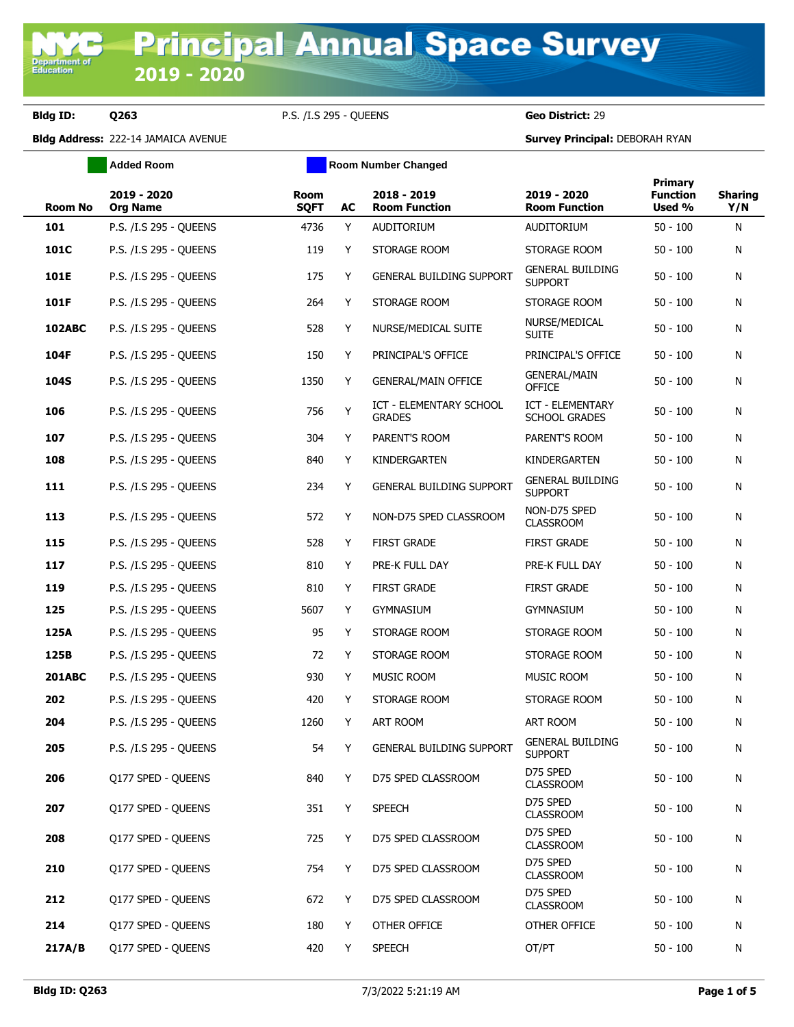# Principal Annual Space Survey

## 2019 - 2020

**Bldg ID:** Q263 &nbsp;&nbsp;&nbsp; P.S. /I.S 295 - QUEENS &nbsp;&nbsp;&nbsp; **Geo District:** 29

**Bldg Address:** 222-14 JAMAICA AVENUE &nbsp;&nbsp;&nbsp; **Survey Principal:** DEBORAH RYAN

Added Room &nbsp;&nbsp;&nbsp; Room Number Changed

| Room No | 2019 - 2020 Org Name | Room SQFT | AC | 2018 - 2019 Room Function | 2019 - 2020 Room Function | Primary Function Used % | Sharing Y/N |
|---|---|---|---|---|---|---|---|
| **101** | P.S. /I.S 295 - QUEENS | 4736 | Y | AUDITORIUM | AUDITORIUM | 50 - 100 | N |
| **101C** | P.S. /I.S 295 - QUEENS | 119 | Y | STORAGE ROOM | STORAGE ROOM | 50 - 100 | N |
| **101E** | P.S. /I.S 295 - QUEENS | 175 | Y | GENERAL BUILDING SUPPORT | GENERAL BUILDING SUPPORT | 50 - 100 | N |
| **101F** | P.S. /I.S 295 - QUEENS | 264 | Y | STORAGE ROOM | STORAGE ROOM | 50 - 100 | N |
| **102ABC** | P.S. /I.S 295 - QUEENS | 528 | Y | NURSE/MEDICAL SUITE | NURSE/MEDICAL SUITE | 50 - 100 | N |
| **104F** | P.S. /I.S 295 - QUEENS | 150 | Y | PRINCIPAL'S OFFICE | PRINCIPAL'S OFFICE | 50 - 100 | N |
| **104S** | P.S. /I.S 295 - QUEENS | 1350 | Y | GENERAL/MAIN OFFICE | GENERAL/MAIN OFFICE | 50 - 100 | N |
| **106** | P.S. /I.S 295 - QUEENS | 756 | Y | ICT - ELEMENTARY SCHOOL GRADES | ICT - ELEMENTARY SCHOOL GRADES | 50 - 100 | N |
| **107** | P.S. /I.S 295 - QUEENS | 304 | Y | PARENT'S ROOM | PARENT'S ROOM | 50 - 100 | N |
| **108** | P.S. /I.S 295 - QUEENS | 840 | Y | KINDERGARTEN | KINDERGARTEN | 50 - 100 | N |
| **111** | P.S. /I.S 295 - QUEENS | 234 | Y | GENERAL BUILDING SUPPORT | GENERAL BUILDING SUPPORT | 50 - 100 | N |
| **113** | P.S. /I.S 295 - QUEENS | 572 | Y | NON-D75 SPED CLASSROOM | NON-D75 SPED CLASSROOM | 50 - 100 | N |
| **115** | P.S. /I.S 295 - QUEENS | 528 | Y | FIRST GRADE | FIRST GRADE | 50 - 100 | N |
| **117** | P.S. /I.S 295 - QUEENS | 810 | Y | PRE-K FULL DAY | PRE-K FULL DAY | 50 - 100 | N |
| **119** | P.S. /I.S 295 - QUEENS | 810 | Y | FIRST GRADE | FIRST GRADE | 50 - 100 | N |
| **125** | P.S. /I.S 295 - QUEENS | 5607 | Y | GYMNASIUM | GYMNASIUM | 50 - 100 | N |
| **125A** | P.S. /I.S 295 - QUEENS | 95 | Y | STORAGE ROOM | STORAGE ROOM | 50 - 100 | N |
| **125B** | P.S. /I.S 295 - QUEENS | 72 | Y | STORAGE ROOM | STORAGE ROOM | 50 - 100 | N |
| **201ABC** | P.S. /I.S 295 - QUEENS | 930 | Y | MUSIC ROOM | MUSIC ROOM | 50 - 100 | N |
| **202** | P.S. /I.S 295 - QUEENS | 420 | Y | STORAGE ROOM | STORAGE ROOM | 50 - 100 | N |
| **204** | P.S. /I.S 295 - QUEENS | 1260 | Y | ART ROOM | ART ROOM | 50 - 100 | N |
| **205** | P.S. /I.S 295 - QUEENS | 54 | Y | GENERAL BUILDING SUPPORT | GENERAL BUILDING SUPPORT | 50 - 100 | N |
| **206** | Q177 SPED - QUEENS | 840 | Y | D75 SPED CLASSROOM | D75 SPED CLASSROOM | 50 - 100 | N |
| **207** | Q177 SPED - QUEENS | 351 | Y | SPEECH | D75 SPED CLASSROOM | 50 - 100 | N |
| **208** | Q177 SPED - QUEENS | 725 | Y | D75 SPED CLASSROOM | D75 SPED CLASSROOM | 50 - 100 | N |
| **210** | Q177 SPED - QUEENS | 754 | Y | D75 SPED CLASSROOM | D75 SPED CLASSROOM | 50 - 100 | N |
| **212** | Q177 SPED - QUEENS | 672 | Y | D75 SPED CLASSROOM | D75 SPED CLASSROOM | 50 - 100 | N |
| **214** | Q177 SPED - QUEENS | 180 | Y | OTHER OFFICE | OTHER OFFICE | 50 - 100 | N |
| **217A/B** | Q177 SPED - QUEENS | 420 | Y | SPEECH | OT/PT | 50 - 100 | N |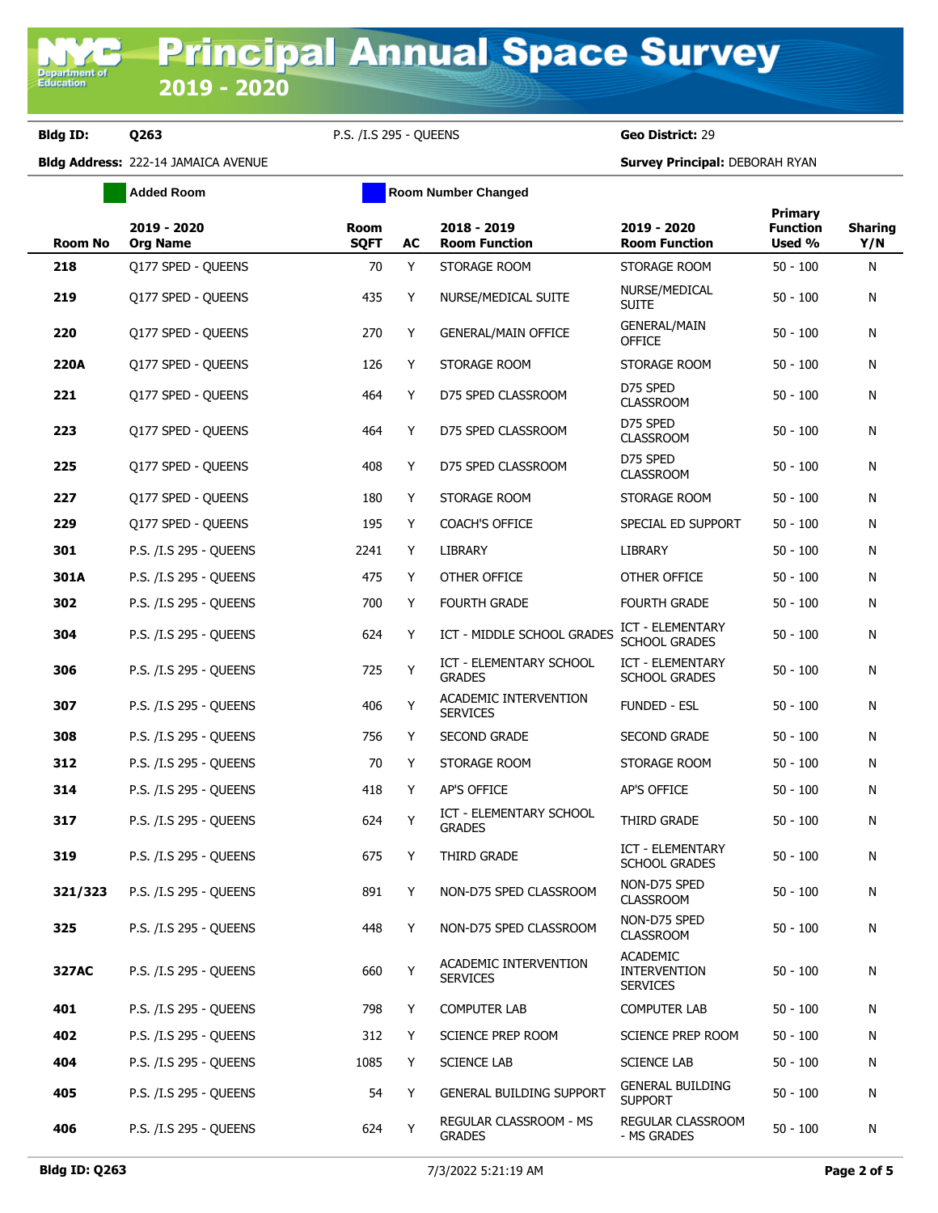# Principal Annual Space Survey 2019 - 2020

**Bldg ID:** Q263 P.S. /I.S 295 - QUEENS **Geo District:** 29

**Bldg Address:** 222-14 JAMAICA AVENUE **Survey Principal:** DEBORAH RYAN

Added Room | Room Number Changed

| Room No | 2019 - 2020 Org Name | Room SQFT | AC | 2018 - 2019 Room Function | 2019 - 2020 Room Function | Primary Function Used % | Sharing Y/N |
|---|---|---|---|---|---|---|---|
| 218 | Q177 SPED - QUEENS | 70 | Y | STORAGE ROOM | STORAGE ROOM | 50 - 100 | N |
| 219 | Q177 SPED - QUEENS | 435 | Y | NURSE/MEDICAL SUITE | NURSE/MEDICAL SUITE | 50 - 100 | N |
| 220 | Q177 SPED - QUEENS | 270 | Y | GENERAL/MAIN OFFICE | GENERAL/MAIN OFFICE | 50 - 100 | N |
| 220A | Q177 SPED - QUEENS | 126 | Y | STORAGE ROOM | STORAGE ROOM | 50 - 100 | N |
| 221 | Q177 SPED - QUEENS | 464 | Y | D75 SPED CLASSROOM | D75 SPED CLASSROOM | 50 - 100 | N |
| 223 | Q177 SPED - QUEENS | 464 | Y | D75 SPED CLASSROOM | D75 SPED CLASSROOM | 50 - 100 | N |
| 225 | Q177 SPED - QUEENS | 408 | Y | D75 SPED CLASSROOM | D75 SPED CLASSROOM | 50 - 100 | N |
| 227 | Q177 SPED - QUEENS | 180 | Y | STORAGE ROOM | STORAGE ROOM | 50 - 100 | N |
| 229 | Q177 SPED - QUEENS | 195 | Y | COACH'S OFFICE | SPECIAL ED SUPPORT | 50 - 100 | N |
| 301 | P.S. /I.S 295 - QUEENS | 2241 | Y | LIBRARY | LIBRARY | 50 - 100 | N |
| 301A | P.S. /I.S 295 - QUEENS | 475 | Y | OTHER OFFICE | OTHER OFFICE | 50 - 100 | N |
| 302 | P.S. /I.S 295 - QUEENS | 700 | Y | FOURTH GRADE | FOURTH GRADE | 50 - 100 | N |
| 304 | P.S. /I.S 295 - QUEENS | 624 | Y | ICT - MIDDLE SCHOOL GRADES | ICT - ELEMENTARY SCHOOL GRADES | 50 - 100 | N |
| 306 | P.S. /I.S 295 - QUEENS | 725 | Y | ICT - ELEMENTARY SCHOOL GRADES | ICT - ELEMENTARY SCHOOL GRADES | 50 - 100 | N |
| 307 | P.S. /I.S 295 - QUEENS | 406 | Y | ACADEMIC INTERVENTION SERVICES | FUNDED - ESL | 50 - 100 | N |
| 308 | P.S. /I.S 295 - QUEENS | 756 | Y | SECOND GRADE | SECOND GRADE | 50 - 100 | N |
| 312 | P.S. /I.S 295 - QUEENS | 70 | Y | STORAGE ROOM | STORAGE ROOM | 50 - 100 | N |
| 314 | P.S. /I.S 295 - QUEENS | 418 | Y | AP'S OFFICE | AP'S OFFICE | 50 - 100 | N |
| 317 | P.S. /I.S 295 - QUEENS | 624 | Y | ICT - ELEMENTARY SCHOOL GRADES | THIRD GRADE | 50 - 100 | N |
| 319 | P.S. /I.S 295 - QUEENS | 675 | Y | THIRD GRADE | ICT - ELEMENTARY SCHOOL GRADES | 50 - 100 | N |
| 321/323 | P.S. /I.S 295 - QUEENS | 891 | Y | NON-D75 SPED CLASSROOM | NON-D75 SPED CLASSROOM | 50 - 100 | N |
| 325 | P.S. /I.S 295 - QUEENS | 448 | Y | NON-D75 SPED CLASSROOM | NON-D75 SPED CLASSROOM | 50 - 100 | N |
| 327AC | P.S. /I.S 295 - QUEENS | 660 | Y | ACADEMIC INTERVENTION SERVICES | ACADEMIC INTERVENTION SERVICES | 50 - 100 | N |
| 401 | P.S. /I.S 295 - QUEENS | 798 | Y | COMPUTER LAB | COMPUTER LAB | 50 - 100 | N |
| 402 | P.S. /I.S 295 - QUEENS | 312 | Y | SCIENCE PREP ROOM | SCIENCE PREP ROOM | 50 - 100 | N |
| 404 | P.S. /I.S 295 - QUEENS | 1085 | Y | SCIENCE LAB | SCIENCE LAB | 50 - 100 | N |
| 405 | P.S. /I.S 295 - QUEENS | 54 | Y | GENERAL BUILDING SUPPORT | GENERAL BUILDING SUPPORT | 50 - 100 | N |
| 406 | P.S. /I.S 295 - QUEENS | 624 | Y | REGULAR CLASSROOM - MS GRADES | REGULAR CLASSROOM - MS GRADES | 50 - 100 | N |

**Bldg ID: Q263** 7/3/2022 5:21:19 AM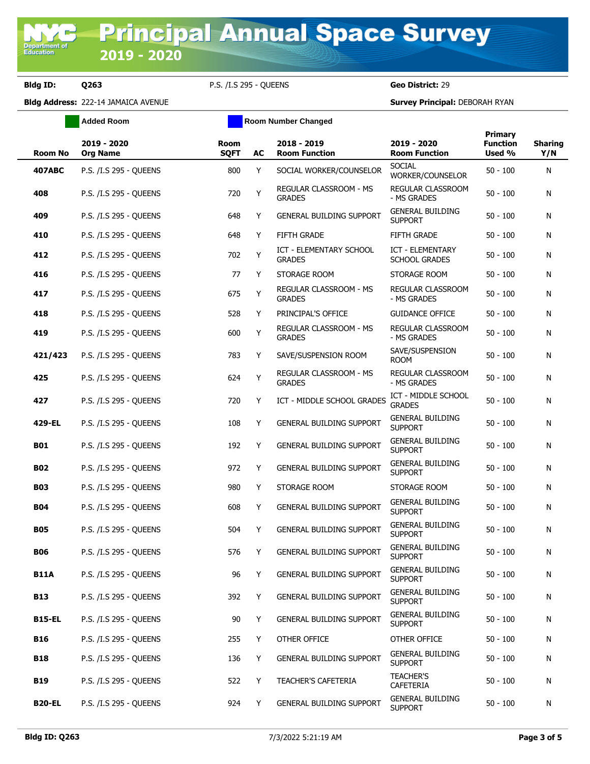# Principal Annual Space Survey 2019 - 2020

**Bldg ID:** Q263 P.S. /I.S 295 - QUEENS **Geo District:** 29

**Bldg Address:** 222-14 JAMAICA AVENUE **Survey Principal:** DEBORAH RYAN

Added Room | Room Number Changed

| Room No | 2019 - 2020 Org Name | Room SQFT | AC | 2018 - 2019 Room Function | 2019 - 2020 Room Function | Primary Function Used % | Sharing Y/N |
|---|---|---|---|---|---|---|---|
| 407ABC | P.S. /I.S 295 - QUEENS | 800 | Y | SOCIAL WORKER/COUNSELOR | SOCIAL WORKER/COUNSELOR | 50 - 100 | N |
| 408 | P.S. /I.S 295 - QUEENS | 720 | Y | REGULAR CLASSROOM - MS GRADES | REGULAR CLASSROOM - MS GRADES | 50 - 100 | N |
| 409 | P.S. /I.S 295 - QUEENS | 648 | Y | GENERAL BUILDING SUPPORT | GENERAL BUILDING SUPPORT | 50 - 100 | N |
| 410 | P.S. /I.S 295 - QUEENS | 648 | Y | FIFTH GRADE | FIFTH GRADE | 50 - 100 | N |
| 412 | P.S. /I.S 295 - QUEENS | 702 | Y | ICT - ELEMENTARY SCHOOL GRADES | ICT - ELEMENTARY SCHOOL GRADES | 50 - 100 | N |
| 416 | P.S. /I.S 295 - QUEENS | 77 | Y | STORAGE ROOM | STORAGE ROOM | 50 - 100 | N |
| 417 | P.S. /I.S 295 - QUEENS | 675 | Y | REGULAR CLASSROOM - MS GRADES | REGULAR CLASSROOM - MS GRADES | 50 - 100 | N |
| 418 | P.S. /I.S 295 - QUEENS | 528 | Y | PRINCIPAL'S OFFICE | GUIDANCE OFFICE | 50 - 100 | N |
| 419 | P.S. /I.S 295 - QUEENS | 600 | Y | REGULAR CLASSROOM - MS GRADES | REGULAR CLASSROOM - MS GRADES | 50 - 100 | N |
| 421/423 | P.S. /I.S 295 - QUEENS | 783 | Y | SAVE/SUSPENSION ROOM | SAVE/SUSPENSION ROOM | 50 - 100 | N |
| 425 | P.S. /I.S 295 - QUEENS | 624 | Y | REGULAR CLASSROOM - MS GRADES | REGULAR CLASSROOM - MS GRADES | 50 - 100 | N |
| 427 | P.S. /I.S 295 - QUEENS | 720 | Y | ICT - MIDDLE SCHOOL GRADES | ICT - MIDDLE SCHOOL GRADES | 50 - 100 | N |
| 429-EL | P.S. /I.S 295 - QUEENS | 108 | Y | GENERAL BUILDING SUPPORT | GENERAL BUILDING SUPPORT | 50 - 100 | N |
| B01 | P.S. /I.S 295 - QUEENS | 192 | Y | GENERAL BUILDING SUPPORT | GENERAL BUILDING SUPPORT | 50 - 100 | N |
| B02 | P.S. /I.S 295 - QUEENS | 972 | Y | GENERAL BUILDING SUPPORT | GENERAL BUILDING SUPPORT | 50 - 100 | N |
| B03 | P.S. /I.S 295 - QUEENS | 980 | Y | STORAGE ROOM | STORAGE ROOM | 50 - 100 | N |
| B04 | P.S. /I.S 295 - QUEENS | 608 | Y | GENERAL BUILDING SUPPORT | GENERAL BUILDING SUPPORT | 50 - 100 | N |
| B05 | P.S. /I.S 295 - QUEENS | 504 | Y | GENERAL BUILDING SUPPORT | GENERAL BUILDING SUPPORT | 50 - 100 | N |
| B06 | P.S. /I.S 295 - QUEENS | 576 | Y | GENERAL BUILDING SUPPORT | GENERAL BUILDING SUPPORT | 50 - 100 | N |
| B11A | P.S. /I.S 295 - QUEENS | 96 | Y | GENERAL BUILDING SUPPORT | GENERAL BUILDING SUPPORT | 50 - 100 | N |
| B13 | P.S. /I.S 295 - QUEENS | 392 | Y | GENERAL BUILDING SUPPORT | GENERAL BUILDING SUPPORT | 50 - 100 | N |
| B15-EL | P.S. /I.S 295 - QUEENS | 90 | Y | GENERAL BUILDING SUPPORT | GENERAL BUILDING SUPPORT | 50 - 100 | N |
| B16 | P.S. /I.S 295 - QUEENS | 255 | Y | OTHER OFFICE | OTHER OFFICE | 50 - 100 | N |
| B18 | P.S. /I.S 295 - QUEENS | 136 | Y | GENERAL BUILDING SUPPORT | GENERAL BUILDING SUPPORT | 50 - 100 | N |
| B19 | P.S. /I.S 295 - QUEENS | 522 | Y | TEACHER'S CAFETERIA | TEACHER'S CAFETERIA | 50 - 100 | N |
| B20-EL | P.S. /I.S 295 - QUEENS | 924 | Y | GENERAL BUILDING SUPPORT | GENERAL BUILDING SUPPORT | 50 - 100 | N |

**Bldg ID: Q263** 7/3/2022 5:21:19 AM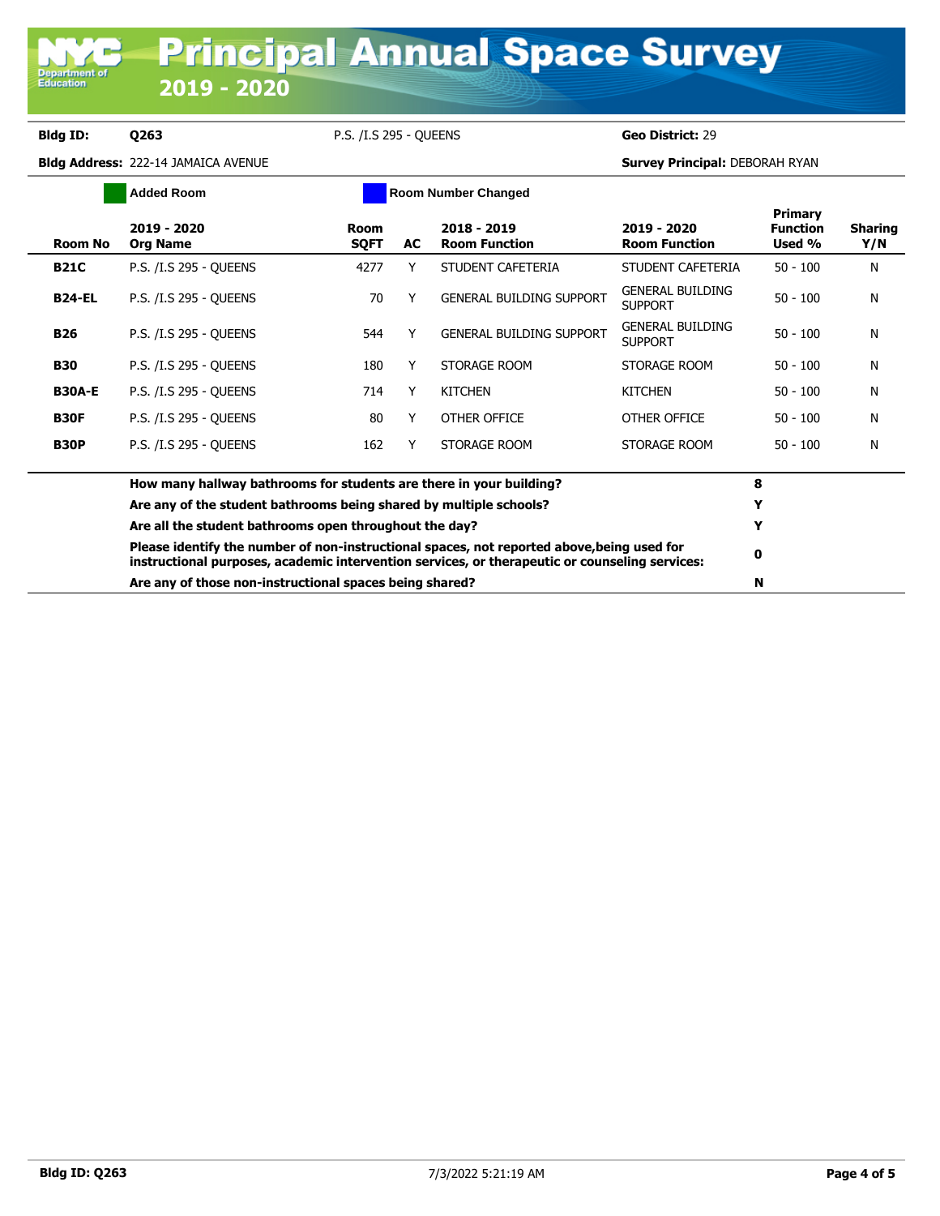# Principal Annual Space Survey 2019 - 2020

**Bldg ID:** Q263 P.S. /I.S 295 - QUEENS **Geo District:** 29

**Bldg Address:** 222-14 JAMAICA AVENUE **Survey Principal:** DEBORAH RYAN

Added Room | Room Number Changed

| Room No | 2019 - 2020 Org Name | Room SQFT | AC | 2018 - 2019 Room Function | 2019 - 2020 Room Function | Primary Function Used % | Sharing Y/N |
|---|---|---|---|---|---|---|---|
| **B21C** | P.S. /I.S 295 - QUEENS | 4277 | Y | STUDENT CAFETERIA | STUDENT CAFETERIA | 50 - 100 | N |
| **B24-EL** | P.S. /I.S 295 - QUEENS | 70 | Y | GENERAL BUILDING SUPPORT | GENERAL BUILDING SUPPORT | 50 - 100 | N |
| **B26** | P.S. /I.S 295 - QUEENS | 544 | Y | GENERAL BUILDING SUPPORT | GENERAL BUILDING SUPPORT | 50 - 100 | N |
| **B30** | P.S. /I.S 295 - QUEENS | 180 | Y | STORAGE ROOM | STORAGE ROOM | 50 - 100 | N |
| **B30A-E** | P.S. /I.S 295 - QUEENS | 714 | Y | KITCHEN | KITCHEN | 50 - 100 | N |
| **B30F** | P.S. /I.S 295 - QUEENS | 80 | Y | OTHER OFFICE | OTHER OFFICE | 50 - 100 | N |
| **B30P** | P.S. /I.S 295 - QUEENS | 162 | Y | STORAGE ROOM | STORAGE ROOM | 50 - 100 | N |

| Question | Answer |
|---|---|
| **How many hallway bathrooms for students are there in your building?** | **8** |
| **Are any of the student bathrooms being shared by multiple schools?** | **Y** |
| **Are all the student bathrooms open throughout the day?** | **Y** |
| **Please identify the number of non-instructional spaces, not reported above,being used for instructional purposes, academic intervention services, or therapeutic or counseling services:** | **0** |
| **Are any of those non-instructional spaces being shared?** | **N** |

**Bldg ID: Q263** 7/3/2022 5:21:19 AM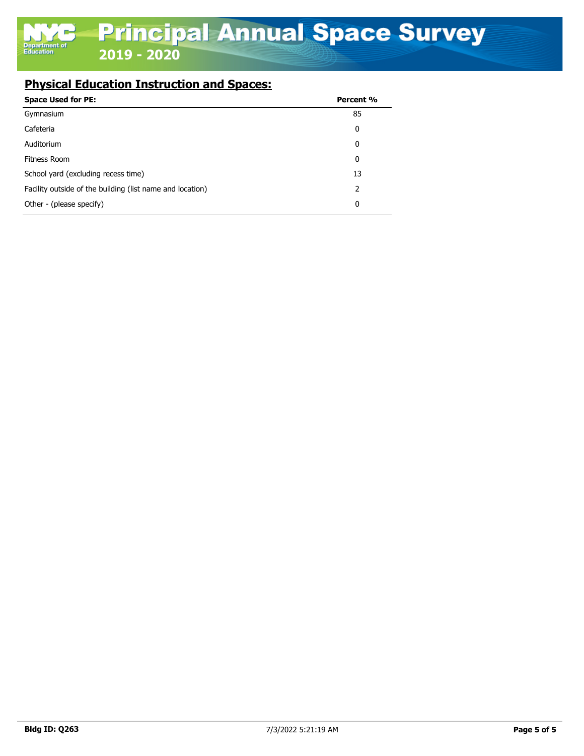## Physical Education Instruction and Spaces:

| Space Used for PE: | Percent % |
| --- | --- |
| Gymnasium | 85 |
| Cafeteria | 0 |
| Auditorium | 0 |
| Fitness Room | 0 |
| School yard (excluding recess time) | 13 |
| Facility outside of the building (list name and location) | 2 |
| Other - (please specify) | 0 |